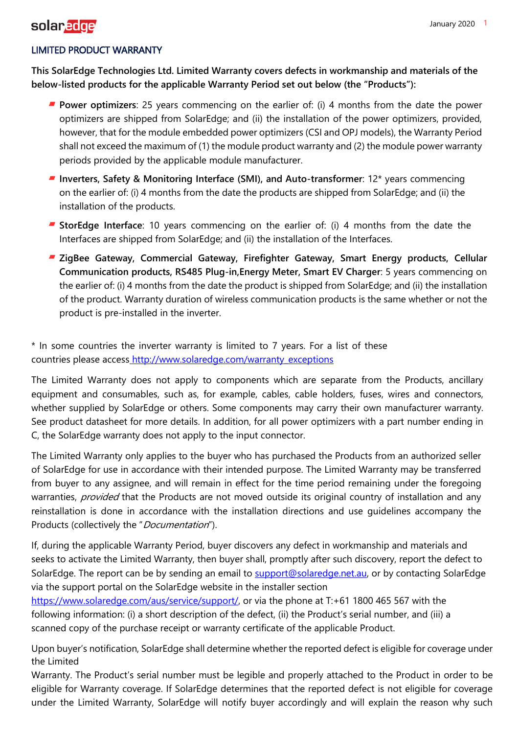## LIMITED PRODUCT WARRANTY

**This SolarEdge Technologies Ltd. Limited Warranty covers defects in workmanship and materials of the below-listed products for the applicable Warranty Period set out below (the "Products"):**

- **Power optimizers**: 25 years commencing on the earlier of: (i) 4 months from the date the power optimizers are shipped from SolarEdge; and (ii) the installation of the power optimizers, provided, however, that for the module embedded power optimizers (CSI and OPJ models), the Warranty Period shall not exceed the maximum of (1) the module product warranty and (2) the module power warranty periods provided by the applicable module manufacturer.
- **Inverters, Safety & Monitoring Interface (SMI), and Auto-transformer**: 12* years commencing on the earlier of: (i) 4 months from the date the products are shipped from SolarEdge; and (ii) the installation of the products.
- **StorEdge Interface**: 10 years commencing on the earlier of: (i) 4 months from the date the Interfaces are shipped from SolarEdge; and (ii) the installation of the Interfaces.
- **ZigBee Gateway, Commercial Gateway, Firefighter Gateway, Smart Energy products, Cellular Communication products, RS485 Plug-in,Energy Meter, Smart EV Charger**: 5 years commencing on the earlier of: (i) 4 months from the date the product is shipped from SolarEdge; and (ii) the installation of the product. Warranty duration of wireless communication products is the same whether or not the product is pre-installed in the inverter.

* In some countries the inverter warranty is limited to 7 years. For a list of these countries please access [http://www.solaredge.com/warranty_exceptions](http://www.solaredge.com/warranty_exceptions)

The Limited Warranty does not apply to components which are separate from the Products, ancillary equipment and consumables, such as, for example, cables, cable holders, fuses, wires and connectors, whether supplied by SolarEdge or others. Some components may carry their own manufacturer warranty. See product datasheet for more details. In addition, for all power optimizers with a part number ending in C, the SolarEdge warranty does not apply to the input connector.

The Limited Warranty only applies to the buyer who has purchased the Products from an authorized seller of SolarEdge for use in accordance with their intended purpose. The Limited Warranty may be transferred from buyer to any assignee, and will remain in effect for the time period remaining under the foregoing warranties, *provided* that the Products are not moved outside its original country of installation and any reinstallation is done in accordance with the installation directions and use guidelines accompany the Products (collectively the "*Documentation*").

If, during the applicable Warranty Period, buyer discovers any defect in workmanship and materials and seeks to activate the Limited Warranty, then buyer shall, promptly after such discovery, report the defect to SolarEdge. The report can be by sending an email to [support@solaredge.net.au](mailto:support@solaredge.net.au), or by contacting SolarEdge via the support portal on the SolarEdge website in the installer section [https://www.solaredge.com/aus/service/support/](https://www.solaredge.com/aus/service/support/), or via the phone at T:+61 1800 465 567 with the following information: (i) a short description of the defect, (ii) the Product's serial number, and (iii) a scanned copy of the purchase receipt or warranty certificate of the applicable Product.

Upon buyer's notification, SolarEdge shall determine whether the reported defect is eligible for coverage under the Limited Warranty. The Product's serial number must be legible and properly attached to the Product in order to be eligible for Warranty coverage. If SolarEdge determines that the reported defect is not eligible for coverage under the Limited Warranty, SolarEdge will notify buyer accordingly and will explain the reason why such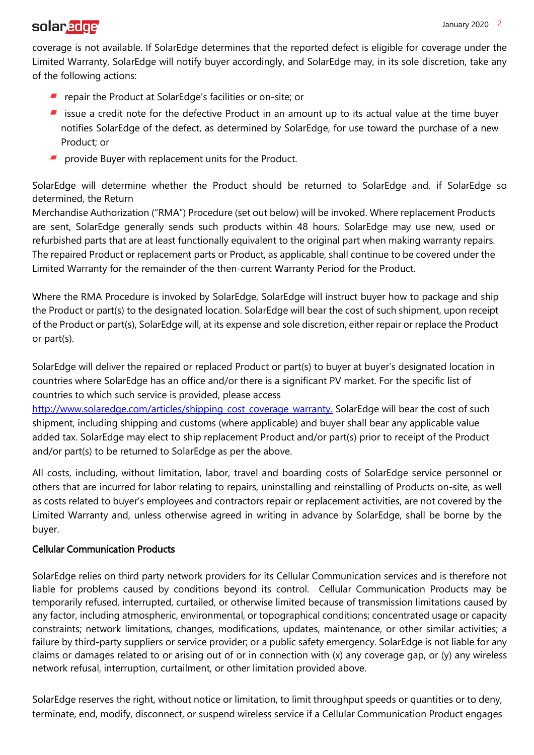coverage is not available. If SolarEdge determines that the reported defect is eligible for coverage under the Limited Warranty, SolarEdge will notify buyer accordingly, and SolarEdge may, in its sole discretion, take any of the following actions:

- repair the Product at SolarEdge's facilities or on-site; or
- issue a credit note for the defective Product in an amount up to its actual value at the time buyer notifies SolarEdge of the defect, as determined by SolarEdge, for use toward the purchase of a new Product; or
- provide Buyer with replacement units for the Product.

SolarEdge will determine whether the Product should be returned to SolarEdge and, if SolarEdge so determined, the Return Merchandise Authorization ("RMA") Procedure (set out below) will be invoked. Where replacement Products are sent, SolarEdge generally sends such products within 48 hours. SolarEdge may use new, used or refurbished parts that are at least functionally equivalent to the original part when making warranty repairs. The repaired Product or replacement parts or Product, as applicable, shall continue to be covered under the Limited Warranty for the remainder of the then-current Warranty Period for the Product.

Where the RMA Procedure is invoked by SolarEdge, SolarEdge will instruct buyer how to package and ship the Product or part(s) to the designated location. SolarEdge will bear the cost of such shipment, upon receipt of the Product or part(s), SolarEdge will, at its expense and sole discretion, either repair or replace the Product or part(s).

SolarEdge will deliver the repaired or replaced Product or part(s) to buyer at buyer's designated location in countries where SolarEdge has an office and/or there is a significant PV market. For the specific list of countries to which such service is provided, please access http://www.solaredge.com/articles/shipping_cost_coverage_warranty. SolarEdge will bear the cost of such shipment, including shipping and customs (where applicable) and buyer shall bear any applicable value added tax. SolarEdge may elect to ship replacement Product and/or part(s) prior to receipt of the Product and/or part(s) to be returned to SolarEdge as per the above.

All costs, including, without limitation, labor, travel and boarding costs of SolarEdge service personnel or others that are incurred for labor relating to repairs, uninstalling and reinstalling of Products on-site, as well as costs related to buyer's employees and contractors repair or replacement activities, are not covered by the Limited Warranty and, unless otherwise agreed in writing in advance by SolarEdge, shall be borne by the buyer.

**Cellular Communication Products**

SolarEdge relies on third party network providers for its Cellular Communication services and is therefore not liable for problems caused by conditions beyond its control. Cellular Communication Products may be temporarily refused, interrupted, curtailed, or otherwise limited because of transmission limitations caused by any factor, including atmospheric, environmental, or topographical conditions; concentrated usage or capacity constraints; network limitations, changes, modifications, updates, maintenance, or other similar activities; a failure by third-party suppliers or service provider; or a public safety emergency. SolarEdge is not liable for any claims or damages related to or arising out of or in connection with (x) any coverage gap, or (y) any wireless network refusal, interruption, curtailment, or other limitation provided above.

SolarEdge reserves the right, without notice or limitation, to limit throughput speeds or quantities or to deny, terminate, end, modify, disconnect, or suspend wireless service if a Cellular Communication Product engages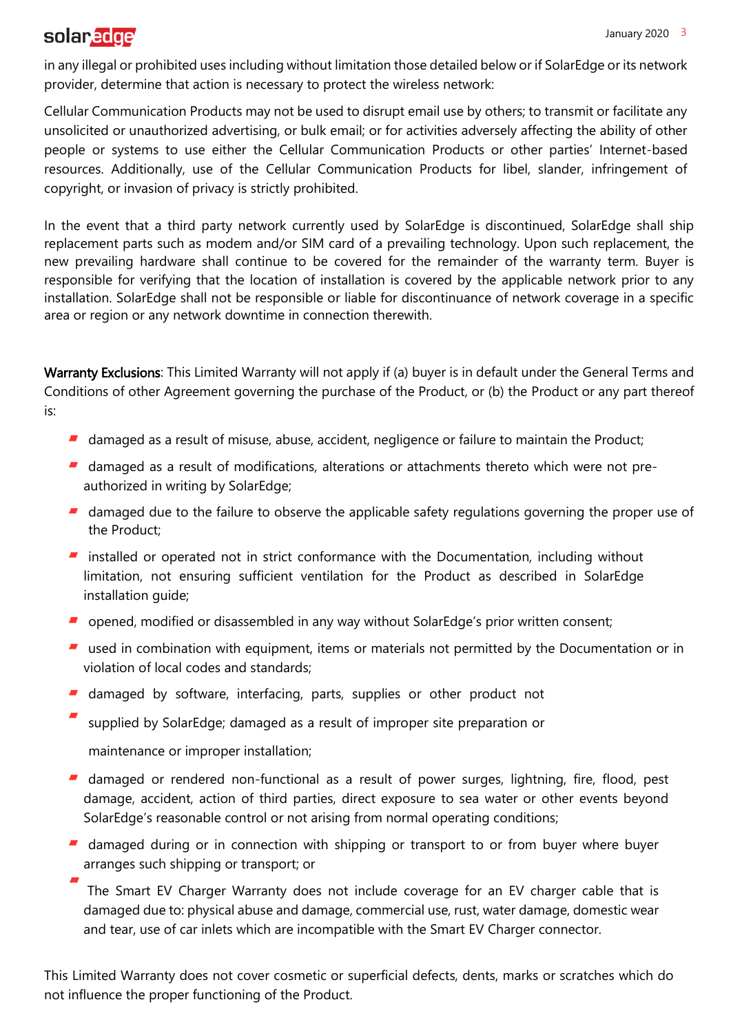in any illegal or prohibited uses including without limitation those detailed below or if SolarEdge or its network provider, determine that action is necessary to protect the wireless network:

Cellular Communication Products may not be used to disrupt email use by others; to transmit or facilitate any unsolicited or unauthorized advertising, or bulk email; or for activities adversely affecting the ability of other people or systems to use either the Cellular Communication Products or other parties' Internet-based resources. Additionally, use of the Cellular Communication Products for libel, slander, infringement of copyright, or invasion of privacy is strictly prohibited.

In the event that a third party network currently used by SolarEdge is discontinued, SolarEdge shall ship replacement parts such as modem and/or SIM card of a prevailing technology. Upon such replacement, the new prevailing hardware shall continue to be covered for the remainder of the warranty term. Buyer is responsible for verifying that the location of installation is covered by the applicable network prior to any installation. SolarEdge shall not be responsible or liable for discontinuance of network coverage in a specific area or region or any network downtime in connection therewith.

**Warranty Exclusions**: This Limited Warranty will not apply if (a) buyer is in default under the General Terms and Conditions of other Agreement governing the purchase of the Product, or (b) the Product or any part thereof is:

- damaged as a result of misuse, abuse, accident, negligence or failure to maintain the Product;
- damaged as a result of modifications, alterations or attachments thereto which were not pre-authorized in writing by SolarEdge;
- damaged due to the failure to observe the applicable safety regulations governing the proper use of the Product;
- installed or operated not in strict conformance with the Documentation, including without limitation, not ensuring sufficient ventilation for the Product as described in SolarEdge installation guide;
- opened, modified or disassembled in any way without SolarEdge's prior written consent;
- used in combination with equipment, items or materials not permitted by the Documentation or in violation of local codes and standards;
- damaged by software, interfacing, parts, supplies or other product not
- supplied by SolarEdge; damaged as a result of improper site preparation or

  maintenance or improper installation;
- damaged or rendered non-functional as a result of power surges, lightning, fire, flood, pest damage, accident, action of third parties, direct exposure to sea water or other events beyond SolarEdge's reasonable control or not arising from normal operating conditions;
- damaged during or in connection with shipping or transport to or from buyer where buyer arranges such shipping or transport; or
- The Smart EV Charger Warranty does not include coverage for an EV charger cable that is damaged due to: physical abuse and damage, commercial use, rust, water damage, domestic wear and tear, use of car inlets which are incompatible with the Smart EV Charger connector.

This Limited Warranty does not cover cosmetic or superficial defects, dents, marks or scratches which do not influence the proper functioning of the Product.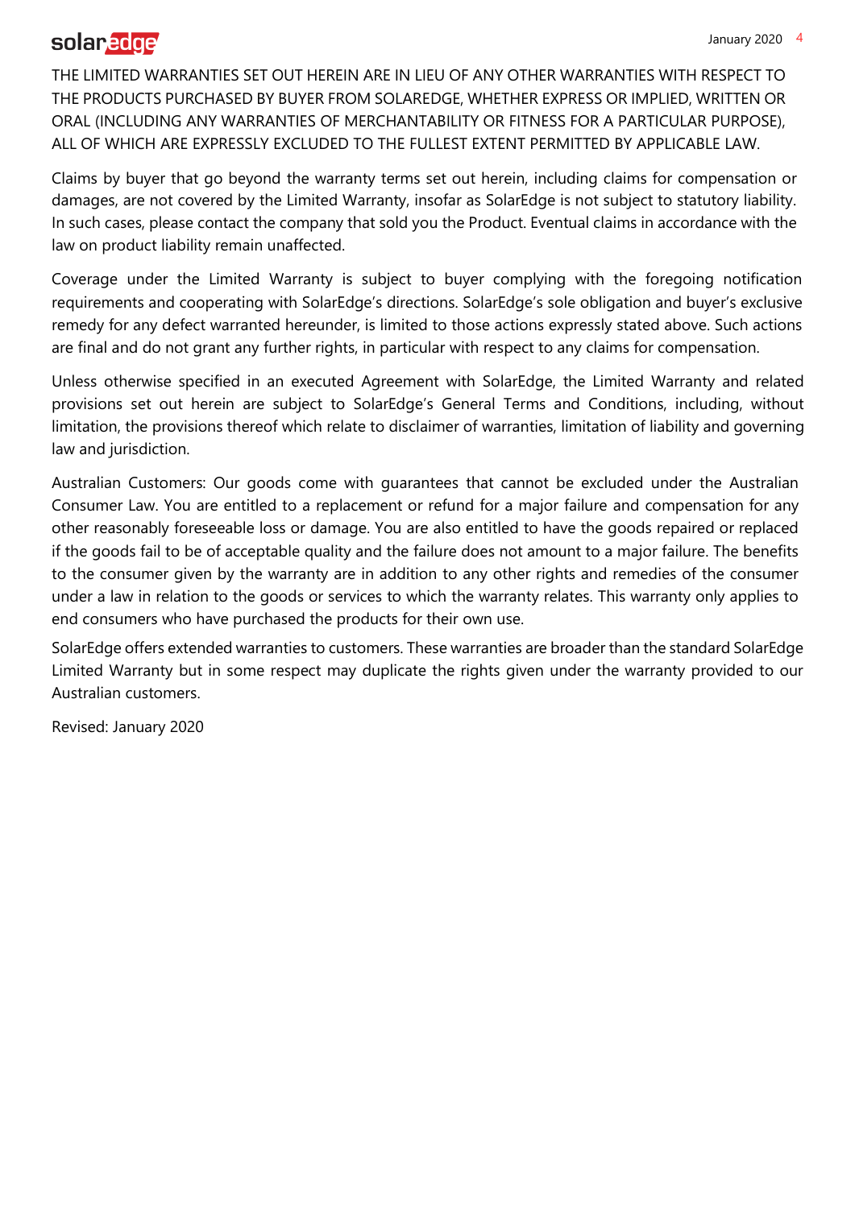THE LIMITED WARRANTIES SET OUT HEREIN ARE IN LIEU OF ANY OTHER WARRANTIES WITH RESPECT TO THE PRODUCTS PURCHASED BY BUYER FROM SOLAREDGE, WHETHER EXPRESS OR IMPLIED, WRITTEN OR ORAL (INCLUDING ANY WARRANTIES OF MERCHANTABILITY OR FITNESS FOR A PARTICULAR PURPOSE), ALL OF WHICH ARE EXPRESSLY EXCLUDED TO THE FULLEST EXTENT PERMITTED BY APPLICABLE LAW.

Claims by buyer that go beyond the warranty terms set out herein, including claims for compensation or damages, are not covered by the Limited Warranty, insofar as SolarEdge is not subject to statutory liability. In such cases, please contact the company that sold you the Product. Eventual claims in accordance with the law on product liability remain unaffected.

Coverage under the Limited Warranty is subject to buyer complying with the foregoing notification requirements and cooperating with SolarEdge's directions. SolarEdge's sole obligation and buyer's exclusive remedy for any defect warranted hereunder, is limited to those actions expressly stated above. Such actions are final and do not grant any further rights, in particular with respect to any claims for compensation.

Unless otherwise specified in an executed Agreement with SolarEdge, the Limited Warranty and related provisions set out herein are subject to SolarEdge's General Terms and Conditions, including, without limitation, the provisions thereof which relate to disclaimer of warranties, limitation of liability and governing law and jurisdiction.

Australian Customers: Our goods come with guarantees that cannot be excluded under the Australian Consumer Law. You are entitled to a replacement or refund for a major failure and compensation for any other reasonably foreseeable loss or damage. You are also entitled to have the goods repaired or replaced if the goods fail to be of acceptable quality and the failure does not amount to a major failure. The benefits to the consumer given by the warranty are in addition to any other rights and remedies of the consumer under a law in relation to the goods or services to which the warranty relates. This warranty only applies to end consumers who have purchased the products for their own use.

SolarEdge offers extended warranties to customers. These warranties are broader than the standard SolarEdge Limited Warranty but in some respect may duplicate the rights given under the warranty provided to our Australian customers.

Revised: January 2020